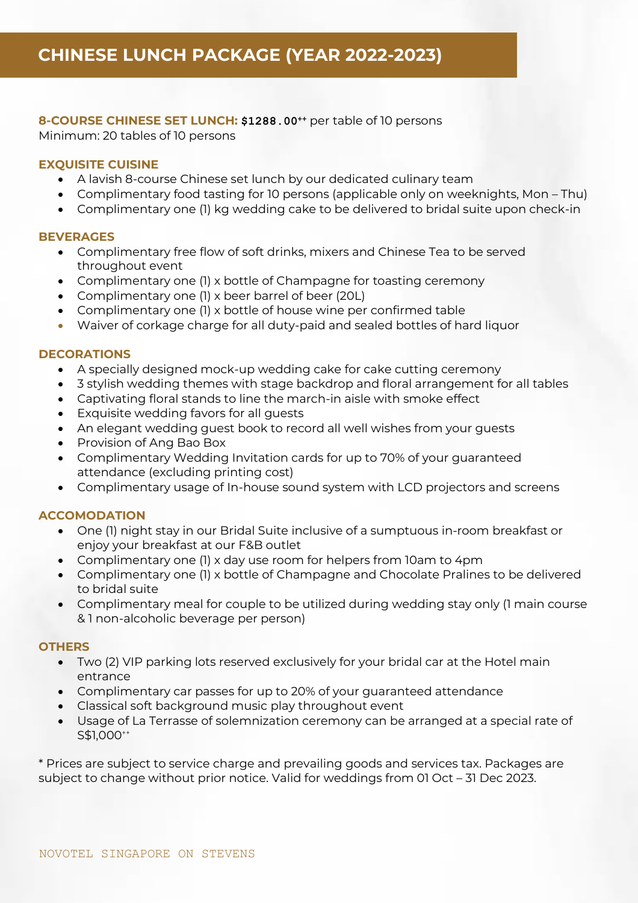# CHINESE LUNCH PACKAGE (YEAR 2022-2023)

**8-COURSE CHINESE SET LUNCH:** $1288.00++ per table of 10 persons
Minimum: 20 tables of 10 persons

**EXQUISITE CUISINE**

- A lavish 8-course Chinese set lunch by our dedicated culinary team
- Complimentary food tasting for 10 persons (applicable only on weeknights, Mon – Thu)
- Complimentary one (1) kg wedding cake to be delivered to bridal suite upon check-in

**BEVERAGES**

- Complimentary free flow of soft drinks, mixers and Chinese Tea to be served throughout event
- Complimentary one (1) x bottle of Champagne for toasting ceremony
- Complimentary one (1) x beer barrel of beer (20L)
- Complimentary one (1) x bottle of house wine per confirmed table
- Waiver of corkage charge for all duty-paid and sealed bottles of hard liquor

**DECORATIONS**

- A specially designed mock-up wedding cake for cake cutting ceremony
- 3 stylish wedding themes with stage backdrop and floral arrangement for all tables
- Captivating floral stands to line the march-in aisle with smoke effect
- Exquisite wedding favors for all guests
- An elegant wedding guest book to record all well wishes from your guests
- Provision of Ang Bao Box
- Complimentary Wedding Invitation cards for up to 70% of your guaranteed attendance (excluding printing cost)
- Complimentary usage of In-house sound system with LCD projectors and screens

**ACCOMODATION**

- One (1) night stay in our Bridal Suite inclusive of a sumptuous in-room breakfast or enjoy your breakfast at our F&B outlet
- Complimentary one (1) x day use room for helpers from 10am to 4pm
- Complimentary one (1) x bottle of Champagne and Chocolate Pralines to be delivered to bridal suite
- Complimentary meal for couple to be utilized during wedding stay only (1 main course & 1 non-alcoholic beverage per person)

**OTHERS**

- Two (2) VIP parking lots reserved exclusively for your bridal car at the Hotel main entrance
- Complimentary car passes for up to 20% of your guaranteed attendance
- Classical soft background music play throughout event
- Usage of La Terrasse of solemnization ceremony can be arranged at a special rate of S$1,000++

* Prices are subject to service charge and prevailing goods and services tax. Packages are subject to change without prior notice. Valid for weddings from 01 Oct – 31 Dec 2023.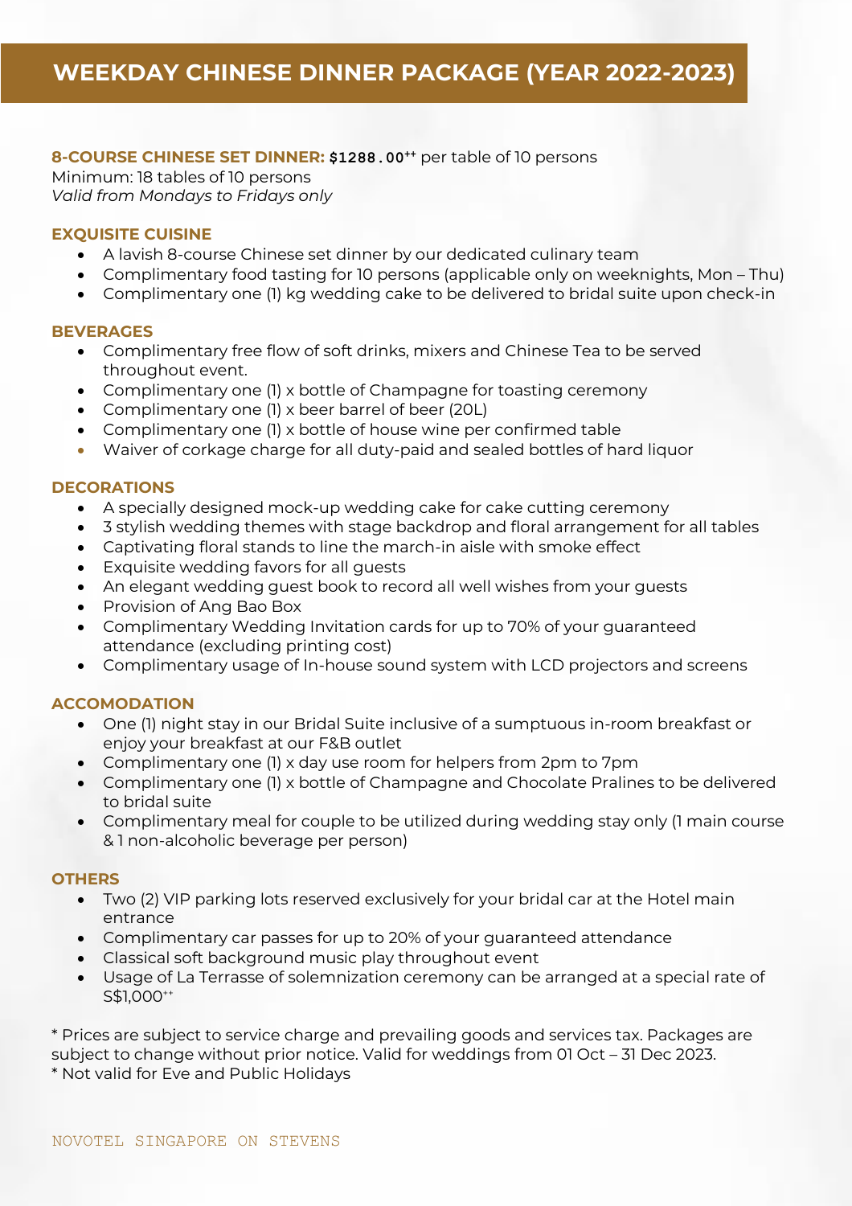# WEEKDAY CHINESE DINNER PACKAGE (YEAR 2022-2023)

**8-COURSE CHINESE SET DINNER:** $1288.00⁺⁺ per table of 10 persons
Minimum: 18 tables of 10 persons
*Valid from Mondays to Fridays only*

### EXQUISITE CUISINE

- A lavish 8-course Chinese set dinner by our dedicated culinary team
- Complimentary food tasting for 10 persons (applicable only on weeknights, Mon – Thu)
- Complimentary one (1) kg wedding cake to be delivered to bridal suite upon check-in

### BEVERAGES

- Complimentary free flow of soft drinks, mixers and Chinese Tea to be served throughout event.
- Complimentary one (1) x bottle of Champagne for toasting ceremony
- Complimentary one (1) x beer barrel of beer (20L)
- Complimentary one (1) x bottle of house wine per confirmed table
- Waiver of corkage charge for all duty-paid and sealed bottles of hard liquor

### DECORATIONS

- A specially designed mock-up wedding cake for cake cutting ceremony
- 3 stylish wedding themes with stage backdrop and floral arrangement for all tables
- Captivating floral stands to line the march-in aisle with smoke effect
- Exquisite wedding favors for all guests
- An elegant wedding guest book to record all well wishes from your guests
- Provision of Ang Bao Box
- Complimentary Wedding Invitation cards for up to 70% of your guaranteed attendance (excluding printing cost)
- Complimentary usage of In-house sound system with LCD projectors and screens

### ACCOMODATION

- One (1) night stay in our Bridal Suite inclusive of a sumptuous in-room breakfast or enjoy your breakfast at our F&B outlet
- Complimentary one (1) x day use room for helpers from 2pm to 7pm
- Complimentary one (1) x bottle of Champagne and Chocolate Pralines to be delivered to bridal suite
- Complimentary meal for couple to be utilized during wedding stay only (1 main course & 1 non-alcoholic beverage per person)

### OTHERS

- Two (2) VIP parking lots reserved exclusively for your bridal car at the Hotel main entrance
- Complimentary car passes for up to 20% of your guaranteed attendance
- Classical soft background music play throughout event
- Usage of La Terrasse of solemnization ceremony can be arranged at a special rate of S$1,000⁺⁺

* Prices are subject to service charge and prevailing goods and services tax. Packages are subject to change without prior notice. Valid for weddings from 01 Oct – 31 Dec 2023.
* Not valid for Eve and Public Holidays

NOVOTEL SINGAPORE ON STEVENS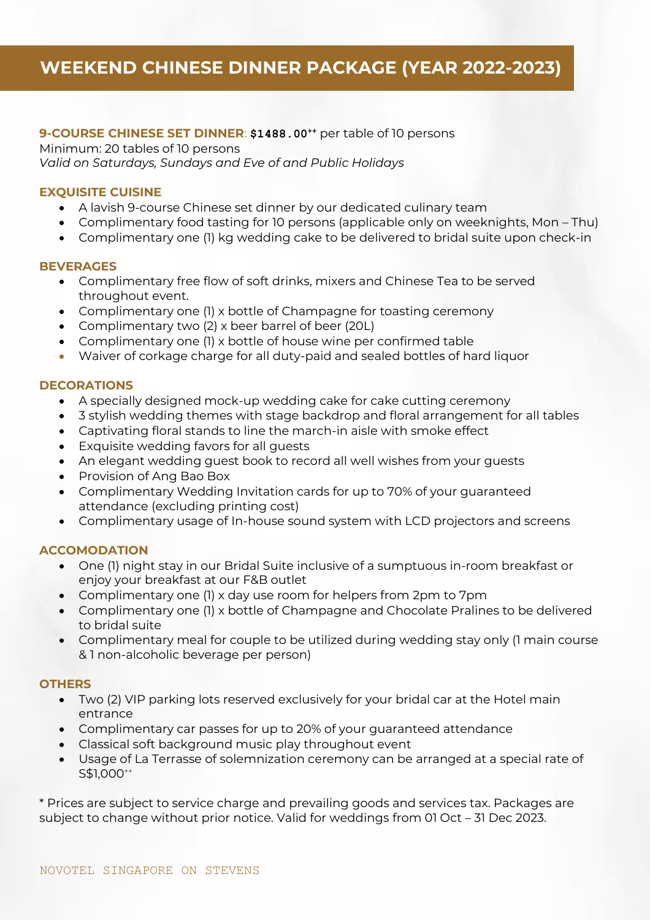# WEEKEND CHINESE DINNER PACKAGE (YEAR 2022-2023)

**9-COURSE CHINESE SET DINNER**: **$1488.00$^{++}$** per table of 10 persons
Minimum: 20 tables of 10 persons
*Valid on Saturdays, Sundays and Eve of and Public Holidays*

### EXQUISITE CUISINE

- A lavish 9-course Chinese set dinner by our dedicated culinary team
- Complimentary food tasting for 10 persons (applicable only on weeknights, Mon – Thu)
- Complimentary one (1) kg wedding cake to be delivered to bridal suite upon check-in

### BEVERAGES

- Complimentary free flow of soft drinks, mixers and Chinese Tea to be served throughout event.
- Complimentary one (1) x bottle of Champagne for toasting ceremony
- Complimentary two (2) x beer barrel of beer (20L)
- Complimentary one (1) x bottle of house wine per confirmed table
- Waiver of corkage charge for all duty-paid and sealed bottles of hard liquor

### DECORATIONS

- A specially designed mock-up wedding cake for cake cutting ceremony
- 3 stylish wedding themes with stage backdrop and floral arrangement for all tables
- Captivating floral stands to line the march-in aisle with smoke effect
- Exquisite wedding favors for all guests
- An elegant wedding guest book to record all well wishes from your guests
- Provision of Ang Bao Box
- Complimentary Wedding Invitation cards for up to 70% of your guaranteed attendance (excluding printing cost)
- Complimentary usage of In-house sound system with LCD projectors and screens

### ACCOMODATION

- One (1) night stay in our Bridal Suite inclusive of a sumptuous in-room breakfast or enjoy your breakfast at our F&B outlet
- Complimentary one (1) x day use room for helpers from 2pm to 7pm
- Complimentary one (1) x bottle of Champagne and Chocolate Pralines to be delivered to bridal suite
- Complimentary meal for couple to be utilized during wedding stay only (1 main course & 1 non-alcoholic beverage per person)

### OTHERS

- Two (2) VIP parking lots reserved exclusively for your bridal car at the Hotel main entrance
- Complimentary car passes for up to 20% of your guaranteed attendance
- Classical soft background music play throughout event
- Usage of La Terrasse of solemnization ceremony can be arranged at a special rate of S$1,000$^{++}$

* Prices are subject to service charge and prevailing goods and services tax. Packages are subject to change without prior notice. Valid for weddings from 01 Oct – 31 Dec 2023.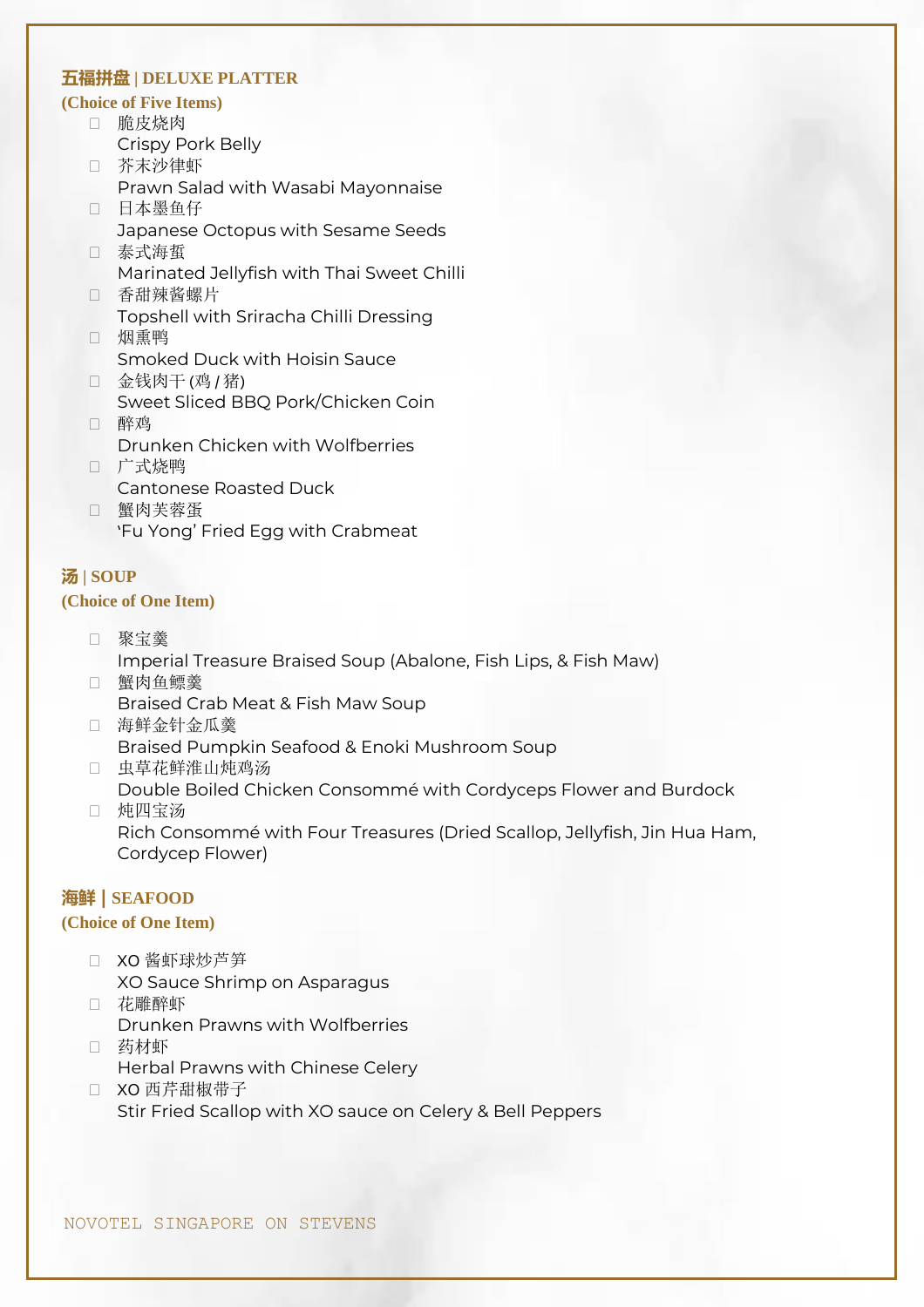## 五福拼盘 | DELUXE PLATTER

**(Choice of Five Items)**

- 脆皮烧肉
  Crispy Pork Belly
- 芥末沙律虾
  Prawn Salad with Wasabi Mayonnaise
- 日本墨鱼仔
  Japanese Octopus with Sesame Seeds
- 泰式海蜇
  Marinated Jellyfish with Thai Sweet Chilli
- 香甜辣酱螺片
  Topshell with Sriracha Chilli Dressing
- 烟熏鸭
  Smoked Duck with Hoisin Sauce
- 金钱肉干 (鸡 / 猪)
  Sweet Sliced BBQ Pork/Chicken Coin
- 醉鸡
  Drunken Chicken with Wolfberries
- 广式烧鸭
  Cantonese Roasted Duck
- 蟹肉芙蓉蛋
  'Fu Yong' Fried Egg with Crabmeat

## 汤 | SOUP

**(Choice of One Item)**

- 聚宝羹
  Imperial Treasure Braised Soup (Abalone, Fish Lips, & Fish Maw)
- 蟹肉鱼鳔羹
  Braised Crab Meat & Fish Maw Soup
- 海鲜金针金瓜羹
  Braised Pumpkin Seafood & Enoki Mushroom Soup
- 虫草花鲜淮山炖鸡汤
  Double Boiled Chicken Consommé with Cordyceps Flower and Burdock
- 炖四宝汤
  Rich Consommé with Four Treasures (Dried Scallop, Jellyfish, Jin Hua Ham, Cordycep Flower)

## 海鲜 | SEAFOOD

**(Choice of One Item)**

- XO 酱虾球炒芦笋
  XO Sauce Shrimp on Asparagus
- 花雕醉虾
  Drunken Prawns with Wolfberries
- 药材虾
  Herbal Prawns with Chinese Celery
- XO 西芹甜椒带子
  Stir Fried Scallop with XO sauce on Celery & Bell Peppers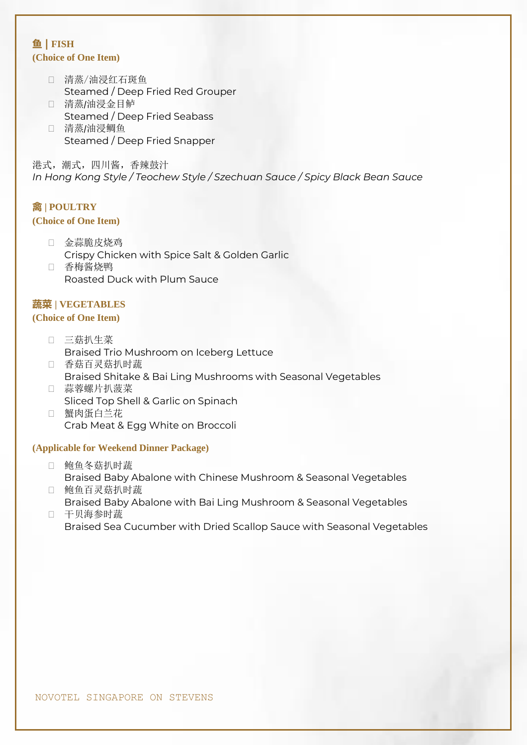## 鱼 | FISH
**(Choice of One Item)**

- 清蒸/油浸红石斑鱼
  Steamed / Deep Fried Red Grouper
- 清蒸/油浸金目鲈
  Steamed / Deep Fried Seabass
- 清蒸/油浸鲷鱼
  Steamed / Deep Fried Snapper

港式，潮式，四川酱，香辣鼓汁
*In Hong Kong Style / Teochew Style / Szechuan Sauce / Spicy Black Bean Sauce*

## 禽 | POULTRY
**(Choice of One Item)**

- 金蒜脆皮烧鸡
  Crispy Chicken with Spice Salt & Golden Garlic
- 香梅酱烧鸭
  Roasted Duck with Plum Sauce

## 蔬菜 | VEGETABLES
**(Choice of One Item)**

- 三菇扒生菜
  Braised Trio Mushroom on Iceberg Lettuce
- 香菇百灵菇扒时蔬
  Braised Shitake & Bai Ling Mushrooms with Seasonal Vegetables
- 蒜蓉螺片扒菠菜
  Sliced Top Shell & Garlic on Spinach
- 蟹肉蛋白兰花
  Crab Meat & Egg White on Broccoli

**(Applicable for Weekend Dinner Package)**

- 鲍鱼冬菇扒时蔬
  Braised Baby Abalone with Chinese Mushroom & Seasonal Vegetables
- 鲍鱼百灵菇扒时蔬
  Braised Baby Abalone with Bai Ling Mushroom & Seasonal Vegetables
- 干贝海参时蔬
  Braised Sea Cucumber with Dried Scallop Sauce with Seasonal Vegetables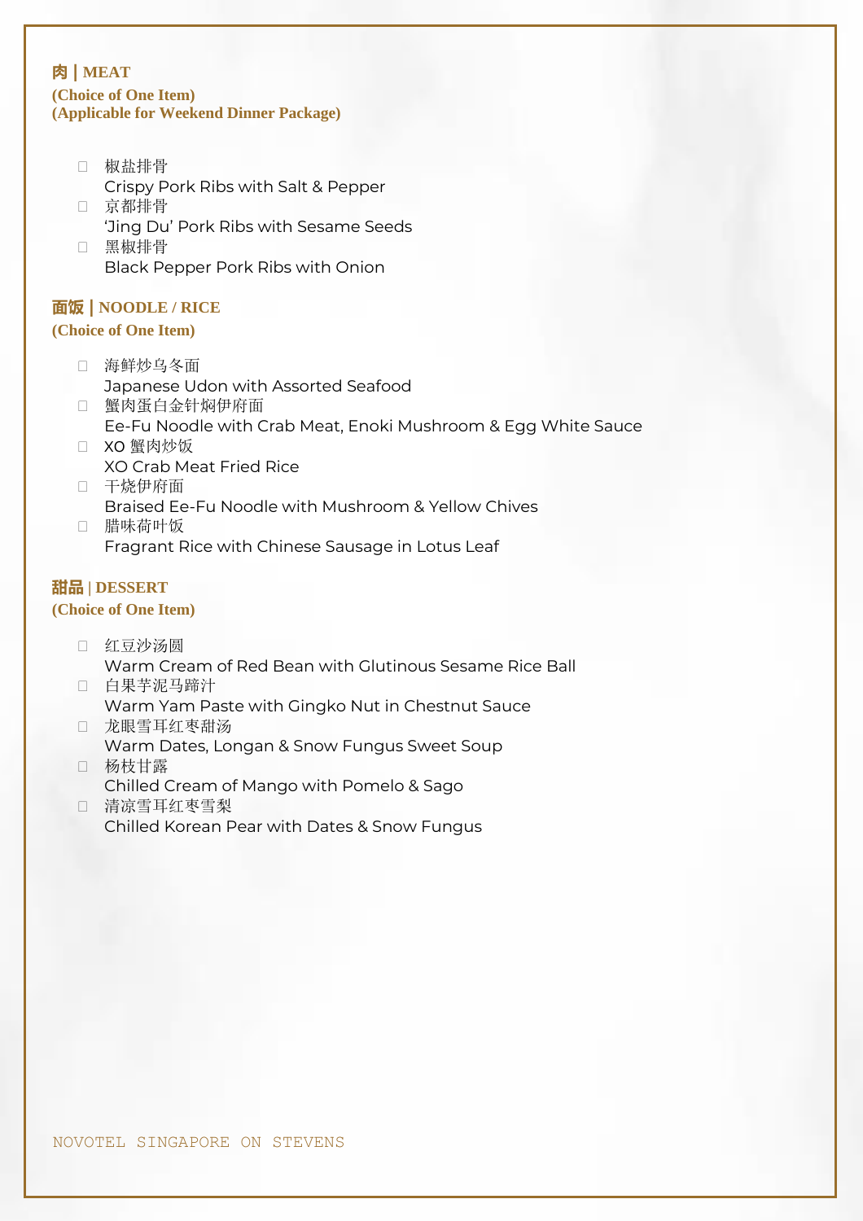## 肉 | MEAT

**(Choice of One Item)**
**(Applicable for Weekend Dinner Package)**

- 椒盐排骨
  Crispy Pork Ribs with Salt & Pepper
- 京都排骨
  'Jing Du' Pork Ribs with Sesame Seeds
- 黑椒排骨
  Black Pepper Pork Ribs with Onion

## 面饭 | NOODLE / RICE

**(Choice of One Item)**

- 海鲜炒乌冬面
  Japanese Udon with Assorted Seafood
- 蟹肉蛋白金针焖伊府面
  Ee-Fu Noodle with Crab Meat, Enoki Mushroom & Egg White Sauce
- XO 蟹肉炒饭
  XO Crab Meat Fried Rice
- 干烧伊府面
  Braised Ee-Fu Noodle with Mushroom & Yellow Chives
- 腊味荷叶饭
  Fragrant Rice with Chinese Sausage in Lotus Leaf

## 甜品 | DESSERT

**(Choice of One Item)**

- 红豆沙汤圆
  Warm Cream of Red Bean with Glutinous Sesame Rice Ball
- 白果芋泥马蹄汁
  Warm Yam Paste with Gingko Nut in Chestnut Sauce
- 龙眼雪耳红枣甜汤
  Warm Dates, Longan & Snow Fungus Sweet Soup
- 杨枝甘露
  Chilled Cream of Mango with Pomelo & Sago
- 清凉雪耳红枣雪梨
  Chilled Korean Pear with Dates & Snow Fungus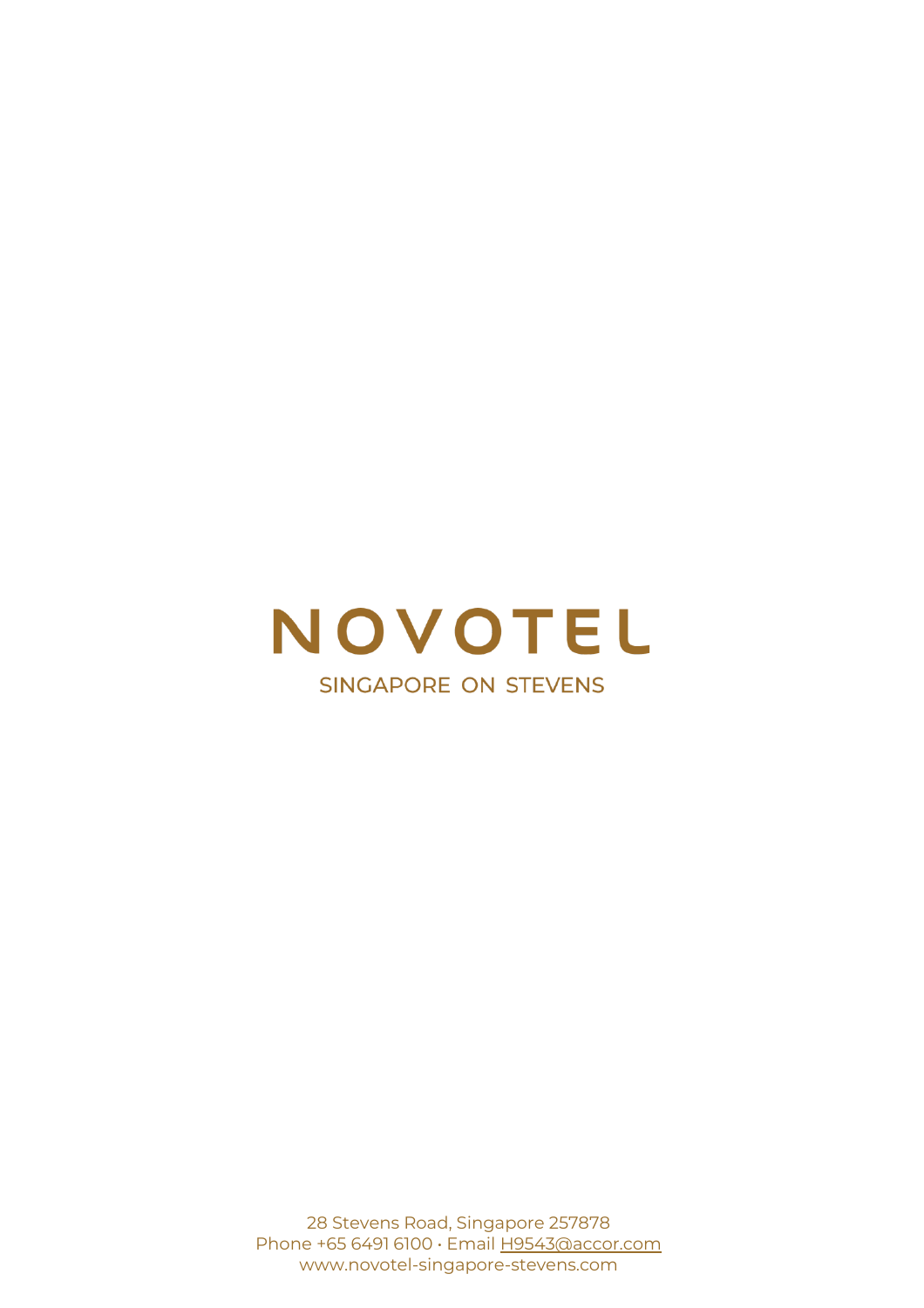# NOVOTEL

SINGAPORE ON STEVENS

28 Stevens Road, Singapore 257878
Phone +65 6491 6100 · Email H9543@accor.com
www.novotel-singapore-stevens.com